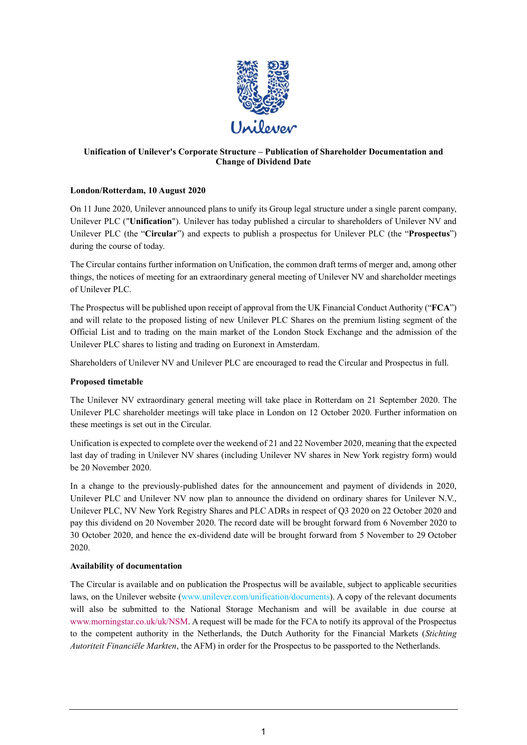**Unification of Unilever's Corporate Structure – Publication of Shareholder Documentation and Change of Dividend Date**

**London/Rotterdam, 10 August 2020**

On 11 June 2020, Unilever announced plans to unify its Group legal structure under a single parent company, Unilever PLC ("**Unification**"). Unilever has today published a circular to shareholders of Unilever NV and Unilever PLC (the "**Circular**") and expects to publish a prospectus for Unilever PLC (the "**Prospectus**") during the course of today.

The Circular contains further information on Unification, the common draft terms of merger and, among other things, the notices of meeting for an extraordinary general meeting of Unilever NV and shareholder meetings of Unilever PLC.

The Prospectus will be published upon receipt of approval from the UK Financial Conduct Authority ("**FCA**") and will relate to the proposed listing of new Unilever PLC Shares on the premium listing segment of the Official List and to trading on the main market of the London Stock Exchange and the admission of the Unilever PLC shares to listing and trading on Euronext in Amsterdam.

Shareholders of Unilever NV and Unilever PLC are encouraged to read the Circular and Prospectus in full.

**Proposed timetable**

The Unilever NV extraordinary general meeting will take place in Rotterdam on 21 September 2020. The Unilever PLC shareholder meetings will take place in London on 12 October 2020. Further information on these meetings is set out in the Circular.

Unification is expected to complete over the weekend of 21 and 22 November 2020, meaning that the expected last day of trading in Unilever NV shares (including Unilever NV shares in New York registry form) would be 20 November 2020.

In a change to the previously-published dates for the announcement and payment of dividends in 2020, Unilever PLC and Unilever NV now plan to announce the dividend on ordinary shares for Unilever N.V., Unilever PLC, NV New York Registry Shares and PLC ADRs in respect of Q3 2020 on 22 October 2020 and pay this dividend on 20 November 2020. The record date will be brought forward from 6 November 2020 to 30 October 2020, and hence the ex-dividend date will be brought forward from 5 November to 29 October 2020.

**Availability of documentation**

The Circular is available and on publication the Prospectus will be available, subject to applicable securities laws, on the Unilever website (www.unilever.com/unification/documents). A copy of the relevant documents will also be submitted to the National Storage Mechanism and will be available in due course at www.morningstar.co.uk/uk/NSM. A request will be made for the FCA to notify its approval of the Prospectus to the competent authority in the Netherlands, the Dutch Authority for the Financial Markets (*Stichting Autoriteit Financiële Markten*, the AFM) in order for the Prospectus to be passported to the Netherlands.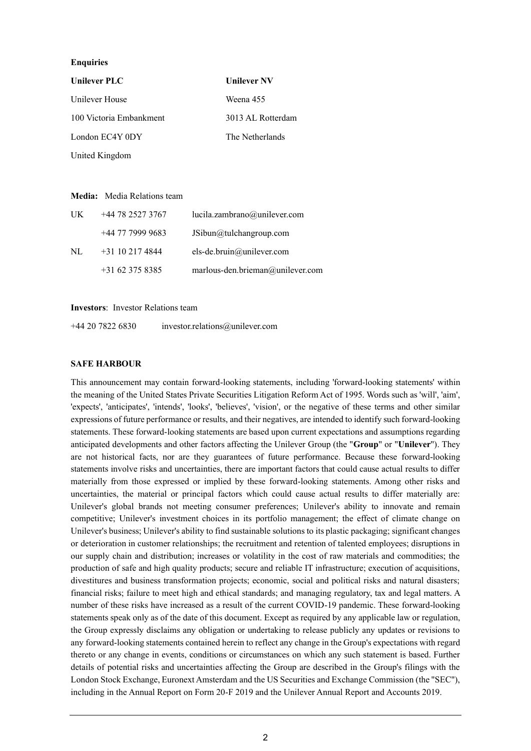**Enquiries**

| **Unilever PLC** | **Unilever NV** |
|---|---|
| Unilever House | Weena 455 |
| 100 Victoria Embankment | 3013 AL Rotterdam |
| London EC4Y 0DY | The Netherlands |
| United Kingdom | |

**Media:** Media Relations team

| | | |
|---|---|---|
| UK | +44 78 2527 3767 | lucila.zambrano@unilever.com |
| | +44 77 7999 9683 | JSibun@tulchangroup.com |
| NL | +31 10 217 4844 | els-de.bruin@unilever.com |
| | +31 62 375 8385 | marlous-den.brieman@unilever.com |

**Investors**: Investor Relations team

+44 20 7822 6830 investor.relations@unilever.com

**SAFE HARBOUR**

This announcement may contain forward-looking statements, including 'forward-looking statements' within the meaning of the United States Private Securities Litigation Reform Act of 1995. Words such as 'will', 'aim', 'expects', 'anticipates', 'intends', 'looks', 'believes', 'vision', or the negative of these terms and other similar expressions of future performance or results, and their negatives, are intended to identify such forward-looking statements. These forward-looking statements are based upon current expectations and assumptions regarding anticipated developments and other factors affecting the Unilever Group (the "**Group**" or "**Unilever**"). They are not historical facts, nor are they guarantees of future performance. Because these forward-looking statements involve risks and uncertainties, there are important factors that could cause actual results to differ materially from those expressed or implied by these forward-looking statements. Among other risks and uncertainties, the material or principal factors which could cause actual results to differ materially are: Unilever's global brands not meeting consumer preferences; Unilever's ability to innovate and remain competitive; Unilever's investment choices in its portfolio management; the effect of climate change on Unilever's business; Unilever's ability to find sustainable solutions to its plastic packaging; significant changes or deterioration in customer relationships; the recruitment and retention of talented employees; disruptions in our supply chain and distribution; increases or volatility in the cost of raw materials and commodities; the production of safe and high quality products; secure and reliable IT infrastructure; execution of acquisitions, divestitures and business transformation projects; economic, social and political risks and natural disasters; financial risks; failure to meet high and ethical standards; and managing regulatory, tax and legal matters. A number of these risks have increased as a result of the current COVID-19 pandemic. These forward-looking statements speak only as of the date of this document. Except as required by any applicable law or regulation, the Group expressly disclaims any obligation or undertaking to release publicly any updates or revisions to any forward-looking statements contained herein to reflect any change in the Group's expectations with regard thereto or any change in events, conditions or circumstances on which any such statement is based. Further details of potential risks and uncertainties affecting the Group are described in the Group's filings with the London Stock Exchange, Euronext Amsterdam and the US Securities and Exchange Commission (the "SEC"), including in the Annual Report on Form 20-F 2019 and the Unilever Annual Report and Accounts 2019.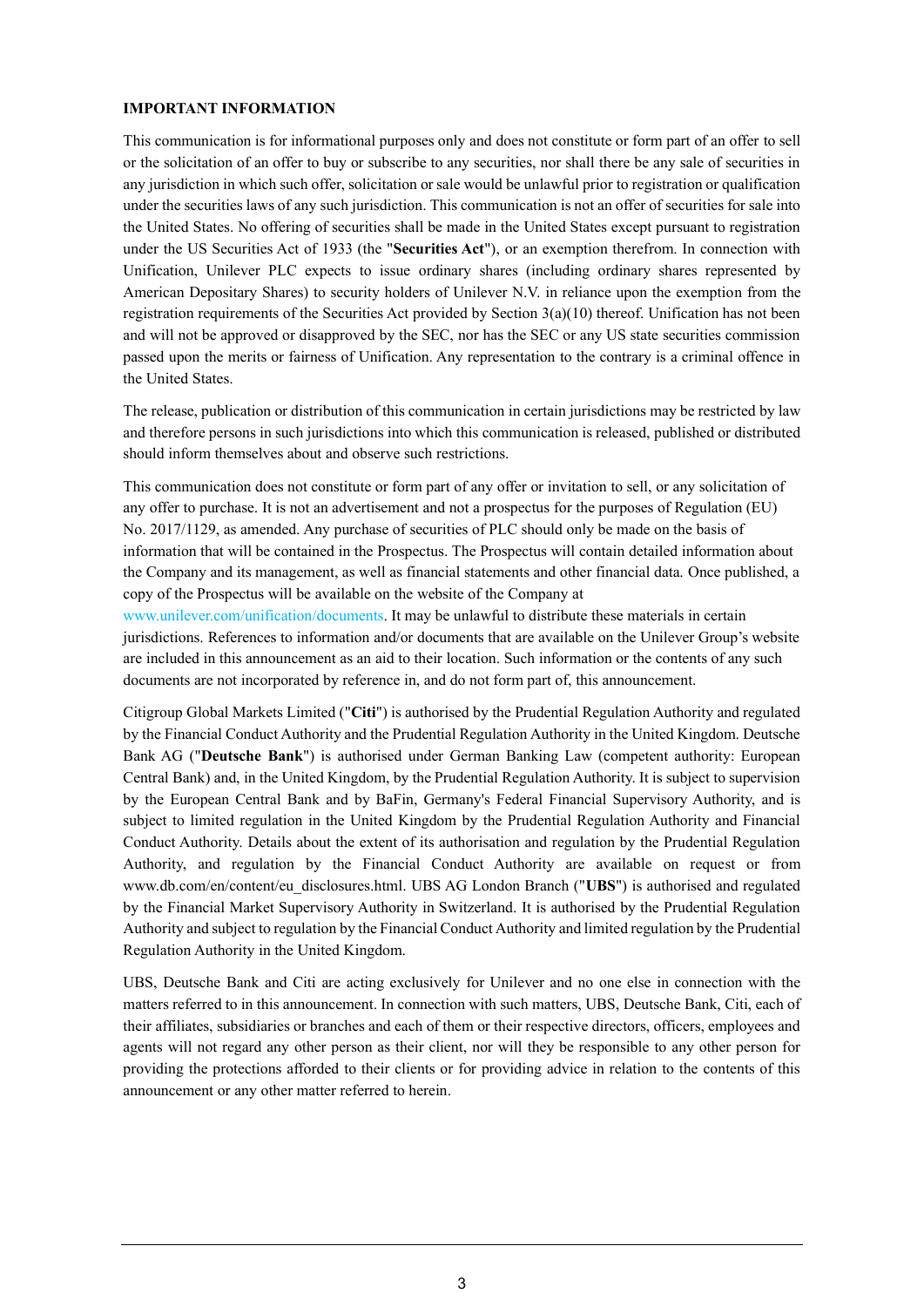**IMPORTANT INFORMATION**

This communication is for informational purposes only and does not constitute or form part of an offer to sell or the solicitation of an offer to buy or subscribe to any securities, nor shall there be any sale of securities in any jurisdiction in which such offer, solicitation or sale would be unlawful prior to registration or qualification under the securities laws of any such jurisdiction. This communication is not an offer of securities for sale into the United States. No offering of securities shall be made in the United States except pursuant to registration under the US Securities Act of 1933 (the "**Securities Act**"), or an exemption therefrom. In connection with Unification, Unilever PLC expects to issue ordinary shares (including ordinary shares represented by American Depositary Shares) to security holders of Unilever N.V. in reliance upon the exemption from the registration requirements of the Securities Act provided by Section 3(a)(10) thereof. Unification has not been and will not be approved or disapproved by the SEC, nor has the SEC or any US state securities commission passed upon the merits or fairness of Unification. Any representation to the contrary is a criminal offence in the United States.

The release, publication or distribution of this communication in certain jurisdictions may be restricted by law and therefore persons in such jurisdictions into which this communication is released, published or distributed should inform themselves about and observe such restrictions.

This communication does not constitute or form part of any offer or invitation to sell, or any solicitation of any offer to purchase. It is not an advertisement and not a prospectus for the purposes of Regulation (EU) No. 2017/1129, as amended. Any purchase of securities of PLC should only be made on the basis of information that will be contained in the Prospectus. The Prospectus will contain detailed information about the Company and its management, as well as financial statements and other financial data. Once published, a copy of the Prospectus will be available on the website of the Company at www.unilever.com/unification/documents. It may be unlawful to distribute these materials in certain jurisdictions. References to information and/or documents that are available on the Unilever Group's website are included in this announcement as an aid to their location. Such information or the contents of any such documents are not incorporated by reference in, and do not form part of, this announcement.

Citigroup Global Markets Limited ("**Citi**") is authorised by the Prudential Regulation Authority and regulated by the Financial Conduct Authority and the Prudential Regulation Authority in the United Kingdom. Deutsche Bank AG ("**Deutsche Bank**") is authorised under German Banking Law (competent authority: European Central Bank) and, in the United Kingdom, by the Prudential Regulation Authority. It is subject to supervision by the European Central Bank and by BaFin, Germany's Federal Financial Supervisory Authority, and is subject to limited regulation in the United Kingdom by the Prudential Regulation Authority and Financial Conduct Authority. Details about the extent of its authorisation and regulation by the Prudential Regulation Authority, and regulation by the Financial Conduct Authority are available on request or from www.db.com/en/content/eu_disclosures.html. UBS AG London Branch ("**UBS**") is authorised and regulated by the Financial Market Supervisory Authority in Switzerland. It is authorised by the Prudential Regulation Authority and subject to regulation by the Financial Conduct Authority and limited regulation by the Prudential Regulation Authority in the United Kingdom.

UBS, Deutsche Bank and Citi are acting exclusively for Unilever and no one else in connection with the matters referred to in this announcement. In connection with such matters, UBS, Deutsche Bank, Citi, each of their affiliates, subsidiaries or branches and each of them or their respective directors, officers, employees and agents will not regard any other person as their client, nor will they be responsible to any other person for providing the protections afforded to their clients or for providing advice in relation to the contents of this announcement or any other matter referred to herein.